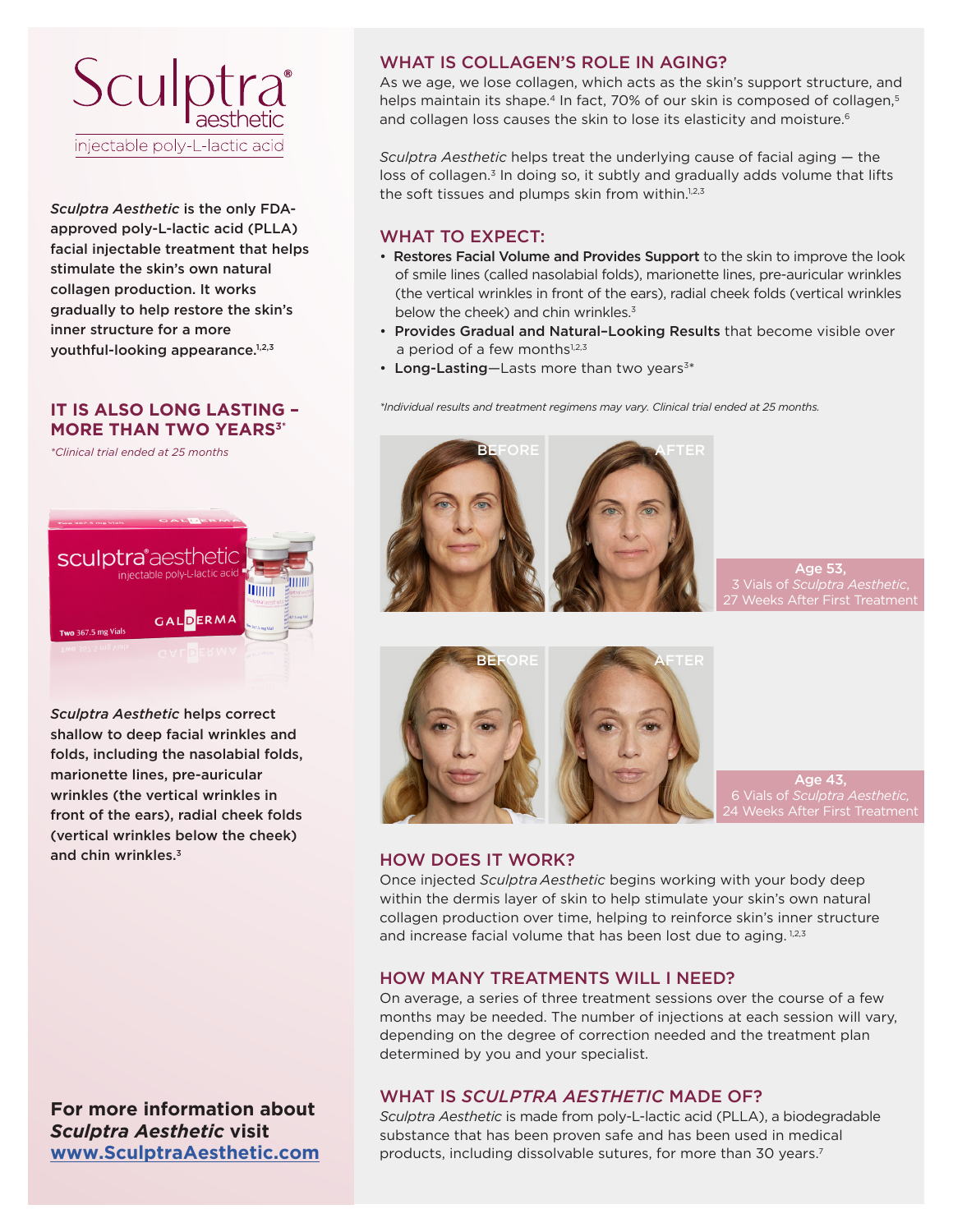# Sculptra® aesthetic

injectable poly-L-lactic acid

**_Sculptra Aesthetic_ is the only FDA-approved poly-L-lactic acid (PLLA) facial injectable treatment that helps stimulate the skin's own natural collagen production. It works gradually to help restore the skin's inner structure for a more youthful-looking appearance.[1,2,3]**

## IT IS ALSO LONG LASTING – MORE THAN TWO YEARS[3*]

*\*Clinical trial ended at 25 months*

**_Sculptra Aesthetic_ helps correct shallow to deep facial wrinkles and folds, including the nasolabial folds, marionette lines, pre-auricular wrinkles (the vertical wrinkles in front of the ears), radial cheek folds (vertical wrinkles below the cheek) and chin wrinkles.[3]**

**For more information about _Sculptra Aesthetic_ visit [www.SculptraAesthetic.com](http://www.SculptraAesthetic.com)**

## WHAT IS COLLAGEN'S ROLE IN AGING?

As we age, we lose collagen, which acts as the skin's support structure, and helps maintain its shape.[4] In fact, 70% of our skin is composed of collagen,[5] and collagen loss causes the skin to lose its elasticity and moisture.[6]

*Sculptra Aesthetic* helps treat the underlying cause of facial aging — the loss of collagen.[3] In doing so, it subtly and gradually adds volume that lifts the soft tissues and plumps skin from within.[1,2,3]

## WHAT TO EXPECT:

- **Restores Facial Volume and Provides Support** to the skin to improve the look of smile lines (called nasolabial folds), marionette lines, pre-auricular wrinkles (the vertical wrinkles in front of the ears), radial cheek folds (vertical wrinkles below the cheek) and chin wrinkles.[3]
- **Provides Gradual and Natural–Looking Results** that become visible over a period of a few months[1,2,3]
- **Long-Lasting**—Lasts more than two years[3*]

*\*Individual results and treatment regimens may vary. Clinical trial ended at 25 months.*

BEFORE AFTER

**Age 53,**
3 Vials of *Sculptra Aesthetic*,
27 Weeks After First Treatment

BEFORE AFTER

**Age 43,**
6 Vials of *Sculptra Aesthetic*,
24 Weeks After First Treatment

## HOW DOES IT WORK?

Once injected *Sculptra Aesthetic* begins working with your body deep within the dermis layer of skin to help stimulate your skin's own natural collagen production over time, helping to reinforce skin's inner structure and increase facial volume that has been lost due to aging.[1,2,3]

## HOW MANY TREATMENTS WILL I NEED?

On average, a series of three treatment sessions over the course of a few months may be needed. The number of injections at each session will vary, depending on the degree of correction needed and the treatment plan determined by you and your specialist.

## WHAT IS *SCULPTRA AESTHETIC* MADE OF?

*Sculptra Aesthetic* is made from poly-L-lactic acid (PLLA), a biodegradable substance that has been proven safe and has been used in medical products, including dissolvable sutures, for more than 30 years.[7]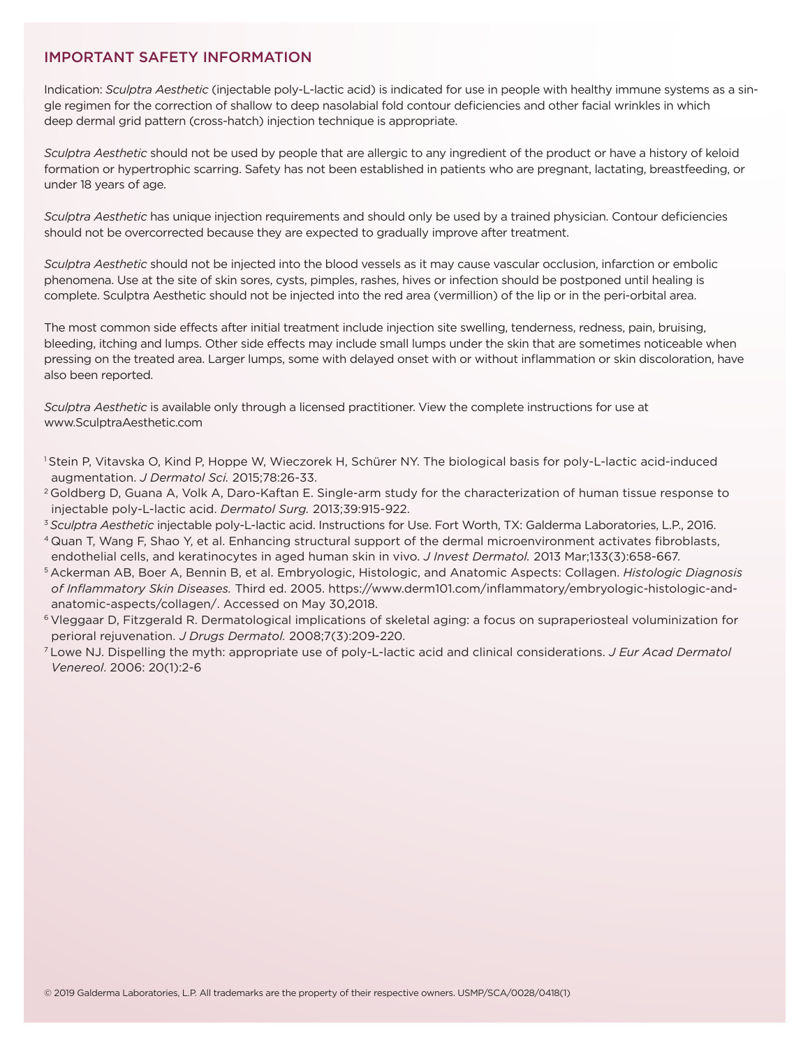## IMPORTANT SAFETY INFORMATION

Indication: *Sculptra Aesthetic* (injectable poly-L-lactic acid) is indicated for use in people with healthy immune systems as a single regimen for the correction of shallow to deep nasolabial fold contour deficiencies and other facial wrinkles in which deep dermal grid pattern (cross-hatch) injection technique is appropriate.

*Sculptra Aesthetic* should not be used by people that are allergic to any ingredient of the product or have a history of keloid formation or hypertrophic scarring. Safety has not been established in patients who are pregnant, lactating, breastfeeding, or under 18 years of age.

*Sculptra Aesthetic* has unique injection requirements and should only be used by a trained physician. Contour deficiencies should not be overcorrected because they are expected to gradually improve after treatment.

*Sculptra Aesthetic* should not be injected into the blood vessels as it may cause vascular occlusion, infarction or embolic phenomena. Use at the site of skin sores, cysts, pimples, rashes, hives or infection should be postponed until healing is complete. Sculptra Aesthetic should not be injected into the red area (vermillion) of the lip or in the peri-orbital area.

The most common side effects after initial treatment include injection site swelling, tenderness, redness, pain, bruising, bleeding, itching and lumps. Other side effects may include small lumps under the skin that are sometimes noticeable when pressing on the treated area. Larger lumps, some with delayed onset with or without inflammation or skin discoloration, have also been reported.

*Sculptra Aesthetic* is available only through a licensed practitioner. View the complete instructions for use at www.SculptraAesthetic.com

[1] Stein P, Vitavska O, Kind P, Hoppe W, Wieczorek H, Schürer NY. The biological basis for poly-L-lactic acid-induced augmentation. *J Dermatol Sci.* 2015;78:26-33.

[2] Goldberg D, Guana A, Volk A, Daro-Kaftan E. Single-arm study for the characterization of human tissue response to injectable poly-L-lactic acid. *Dermatol Surg.* 2013;39:915-922.

[3] *Sculptra Aesthetic* injectable poly-L-lactic acid. Instructions for Use. Fort Worth, TX: Galderma Laboratories, L.P., 2016.

[4] Quan T, Wang F, Shao Y, et al. Enhancing structural support of the dermal microenvironment activates fibroblasts, endothelial cells, and keratinocytes in aged human skin in vivo. *J Invest Dermatol.* 2013 Mar;133(3):658-667.

[5] Ackerman AB, Boer A, Bennin B, et al. Embryologic, Histologic, and Anatomic Aspects: Collagen. *Histologic Diagnosis of Inflammatory Skin Diseases.* Third ed. 2005. https://www.derm101.com/inflammatory/embryologic-histologic-and-anatomic-aspects/collagen/. Accessed on May 30,2018.

[6] Vleggaar D, Fitzgerald R. Dermatological implications of skeletal aging: a focus on supraperiosteal voluminization for perioral rejuvenation. *J Drugs Dermatol.* 2008;7(3):209-220.

[7] Lowe NJ. Dispelling the myth: appropriate use of poly-L-lactic acid and clinical considerations. *J Eur Acad Dermatol Venereol*. 2006: 20(1):2-6

© 2019 Galderma Laboratories, L.P. All trademarks are the property of their respective owners. USMP/SCA/0028/0418(1)